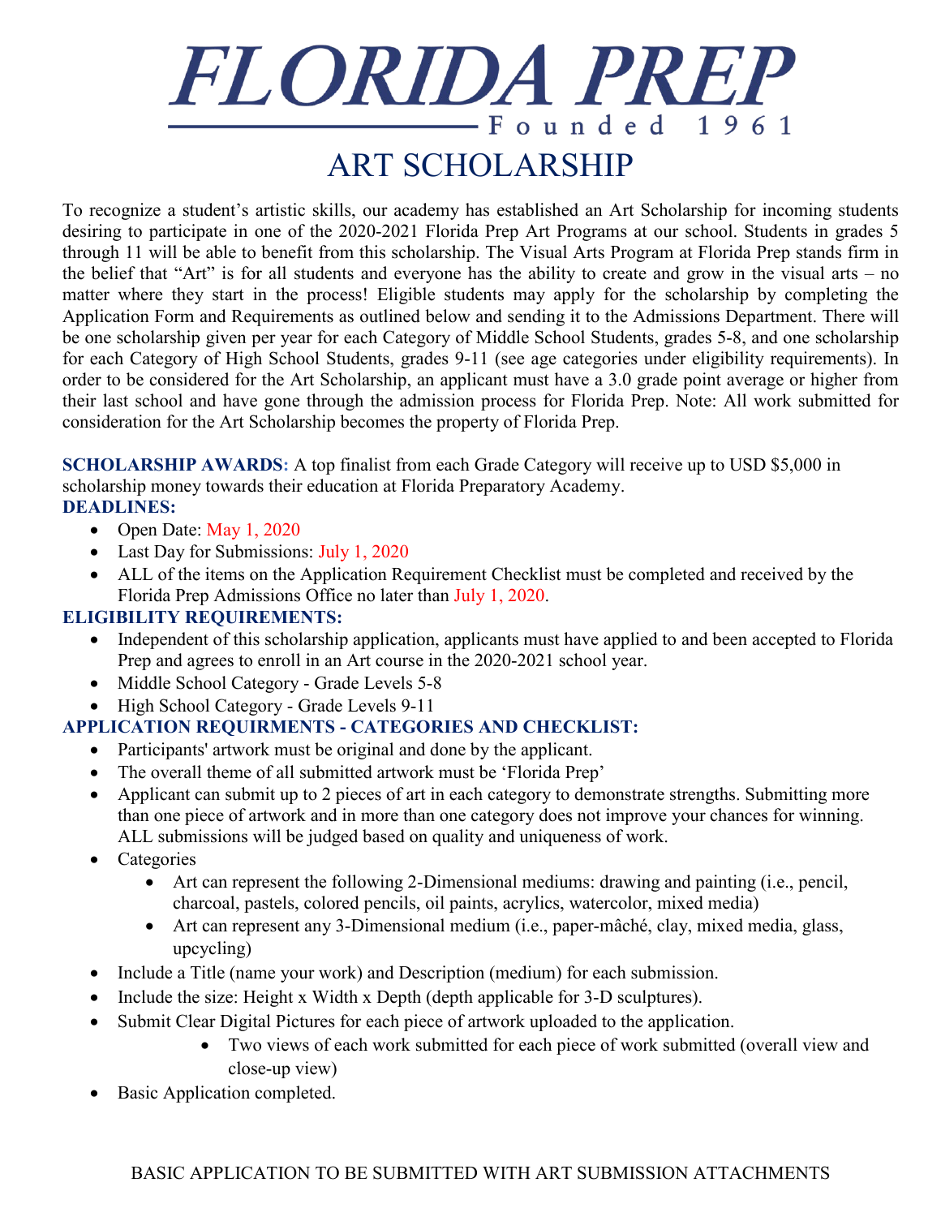# FLORIDA PREP

Founded 1961

## ART SCHOLARSHIP

To recognize a student's artistic skills, our academy has established an Art Scholarship for incoming students desiring to participate in one of the 2020-2021 Florida Prep Art Programs at our school. Students in grades 5 through 11 will be able to benefit from this scholarship. The Visual Arts Program at Florida Prep stands firm in the belief that "Art" is for all students and everyone has the ability to create and grow in the visual arts – no matter where they start in the process! Eligible students may apply for the scholarship by completing the Application Form and Requirements as outlined below and sending it to the Admissions Department. There will be one scholarship given per year for each Category of Middle School Students, grades 5-8, and one scholarship for each Category of High School Students, grades 9-11 (see age categories under eligibility requirements). In order to be considered for the Art Scholarship, an applicant must have a 3.0 grade point average or higher from their last school and have gone through the admission process for Florida Prep. Note: All work submitted for consideration for the Art Scholarship becomes the property of Florida Prep.

**SCHOLARSHIP AWARDS:** A top finalist from each Grade Category will receive up to USD $5,000 in scholarship money towards their education at Florida Preparatory Academy.

**DEADLINES:**

- Open Date: May 1, 2020
- Last Day for Submissions: July 1, 2020
- ALL of the items on the Application Requirement Checklist must be completed and received by the Florida Prep Admissions Office no later than July 1, 2020.

**ELIGIBILITY REQUIREMENTS:**

- Independent of this scholarship application, applicants must have applied to and been accepted to Florida Prep and agrees to enroll in an Art course in the 2020-2021 school year.
- Middle School Category - Grade Levels 5-8
- High School Category - Grade Levels 9-11

**APPLICATION REQUIRMENTS - CATEGORIES AND CHECKLIST:**

- Participants' artwork must be original and done by the applicant.
- The overall theme of all submitted artwork must be 'Florida Prep'
- Applicant can submit up to 2 pieces of art in each category to demonstrate strengths. Submitting more than one piece of artwork and in more than one category does not improve your chances for winning. ALL submissions will be judged based on quality and uniqueness of work.
- Categories
    - Art can represent the following 2-Dimensional mediums: drawing and painting (i.e., pencil, charcoal, pastels, colored pencils, oil paints, acrylics, watercolor, mixed media)
    - Art can represent any 3-Dimensional medium (i.e., paper-mâché, clay, mixed media, glass, upcycling)
- Include a Title (name your work) and Description (medium) for each submission.
- Include the size: Height x Width x Depth (depth applicable for 3-D sculptures).
- Submit Clear Digital Pictures for each piece of artwork uploaded to the application.
    - Two views of each work submitted for each piece of work submitted (overall view and close-up view)
- Basic Application completed.

BASIC APPLICATION TO BE SUBMITTED WITH ART SUBMISSION ATTACHMENTS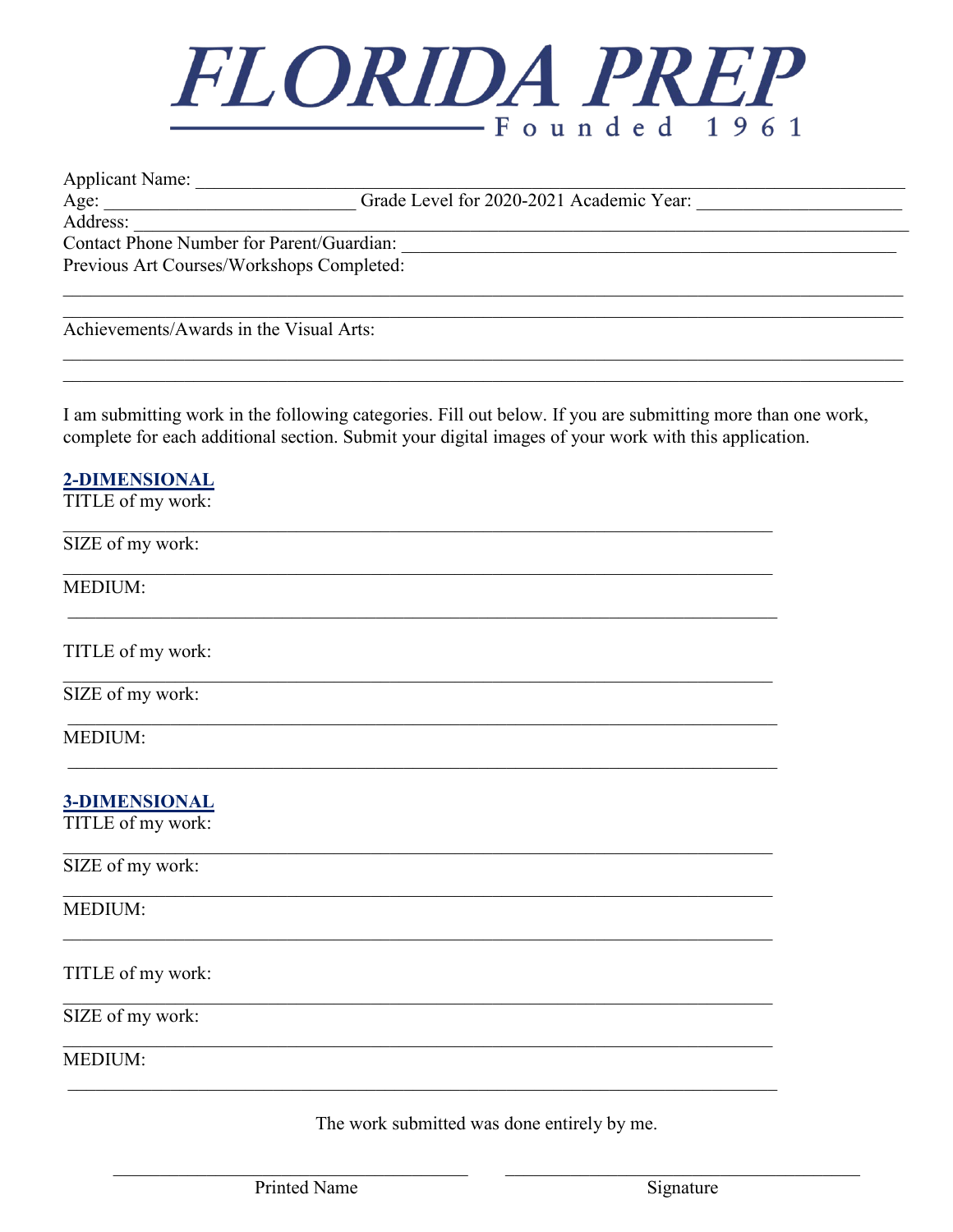# FLORIDA PREP

Founded 1961

Applicant Name: ______________________________________________________________

Age: ___________________________ Grade Level for 2020-2021 Academic Year: ______________________

Address: ________________________________________________________________________

Contact Phone Number for Parent/Guardian: ________________________________________________

Previous Art Courses/Workshops Completed:

_____________________________________________________________________________

_____________________________________________________________________________

Achievements/Awards in the Visual Arts:

_____________________________________________________________________________

_____________________________________________________________________________

I am submitting work in the following categories. Fill out below. If you are submitting more than one work, complete for each additional section. Submit your digital images of your work with this application.

**2-DIMENSIONAL**

TITLE of my work:

_____________________________________________________________________________

SIZE of my work:

_____________________________________________________________________________

MEDIUM:

_____________________________________________________________________________

TITLE of my work:

_____________________________________________________________________________

SIZE of my work:

_____________________________________________________________________________

MEDIUM:

_____________________________________________________________________________

**3-DIMENSIONAL**

TITLE of my work:

_____________________________________________________________________________

SIZE of my work:

_____________________________________________________________________________

MEDIUM:

_____________________________________________________________________________

TITLE of my work:

_____________________________________________________________________________

SIZE of my work:

_____________________________________________________________________________

MEDIUM:

_____________________________________________________________________________

The work submitted was done entirely by me.

______________________________ ______________________________

Printed Name Signature